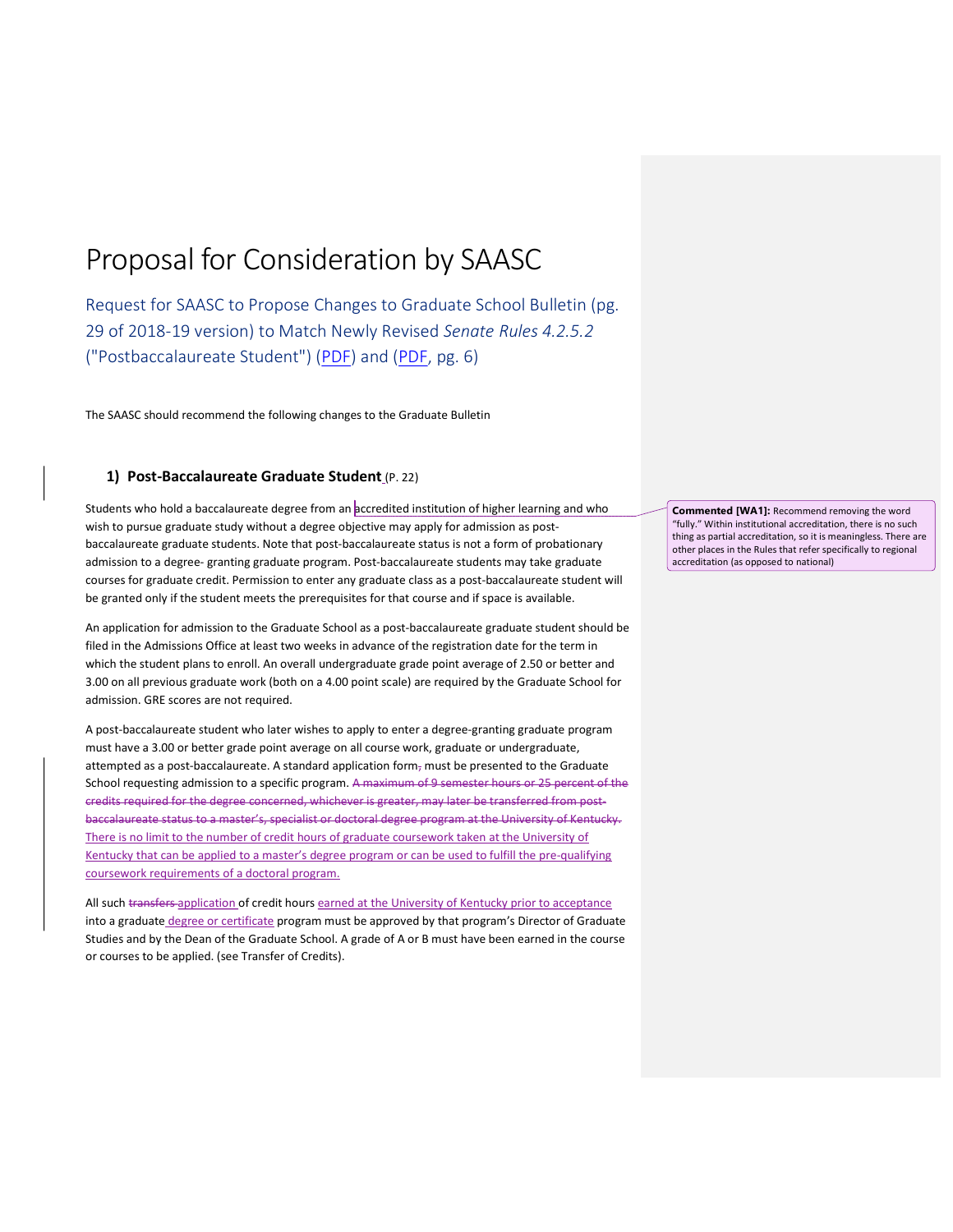# Proposal for Consideration by SAASC

Request for SAASC to Propose Changes to Graduate School Bulletin (pg. 29 of 2018-19 version) to Match Newly Revised *Senate Rules 4.2.5.2* ("Postbaccalaureate Student") (PDF) and (PDF, pg. 6)

The SAASC should recommend the following changes to the Graduate Bulletin

### 1) Post-Baccalaureate Graduate Student (P. 22)

Students who hold a baccalaureate degree from an accredited institution of higher learning and who wish to pursue graduate study without a degree objective may apply for admission as post-baccalaureate graduate students. Note that post-baccalaureate status is not a form of probationary admission to a degree- granting graduate program. Post-baccalaureate students may take graduate courses for graduate credit. Permission to enter any graduate class as a post-baccalaureate student will be granted only if the student meets the prerequisites for that course and if space is available.

> **Commented [WA1]:** Recommend removing the word "fully." Within institutional accreditation, there is no such thing as partial accreditation, so it is meaningless. There are other places in the Rules that refer specifically to regional accreditation (as opposed to national)

An application for admission to the Graduate School as a post-baccalaureate graduate student should be filed in the Admissions Office at least two weeks in advance of the registration date for the term in which the student plans to enroll. An overall undergraduate grade point average of 2.50 or better and 3.00 on all previous graduate work (both on a 4.00 point scale) are required by the Graduate School for admission. GRE scores are not required.

A post-baccalaureate student who later wishes to apply to enter a degree-granting graduate program must have a 3.00 or better grade point average on all course work, graduate or undergraduate, attempted as a post-baccalaureate. A standard application form~~,~~ must be presented to the Graduate School requesting admission to a specific program. ~~A maximum of 9 semester hours or 25 percent of the credits required for the degree concerned, whichever is greater, may later be transferred from post-baccalaureate status to a master's, specialist or doctoral degree program at the University of Kentucky.~~ There is no limit to the number of credit hours of graduate coursework taken at the University of Kentucky that can be applied to a master's degree program or can be used to fulfill the pre-qualifying coursework requirements of a doctoral program.

All such ~~transfers~~ application of credit hours earned at the University of Kentucky prior to acceptance into a graduate degree or certificate program must be approved by that program's Director of Graduate Studies and by the Dean of the Graduate School. A grade of A or B must have been earned in the course or courses to be applied. (see Transfer of Credits).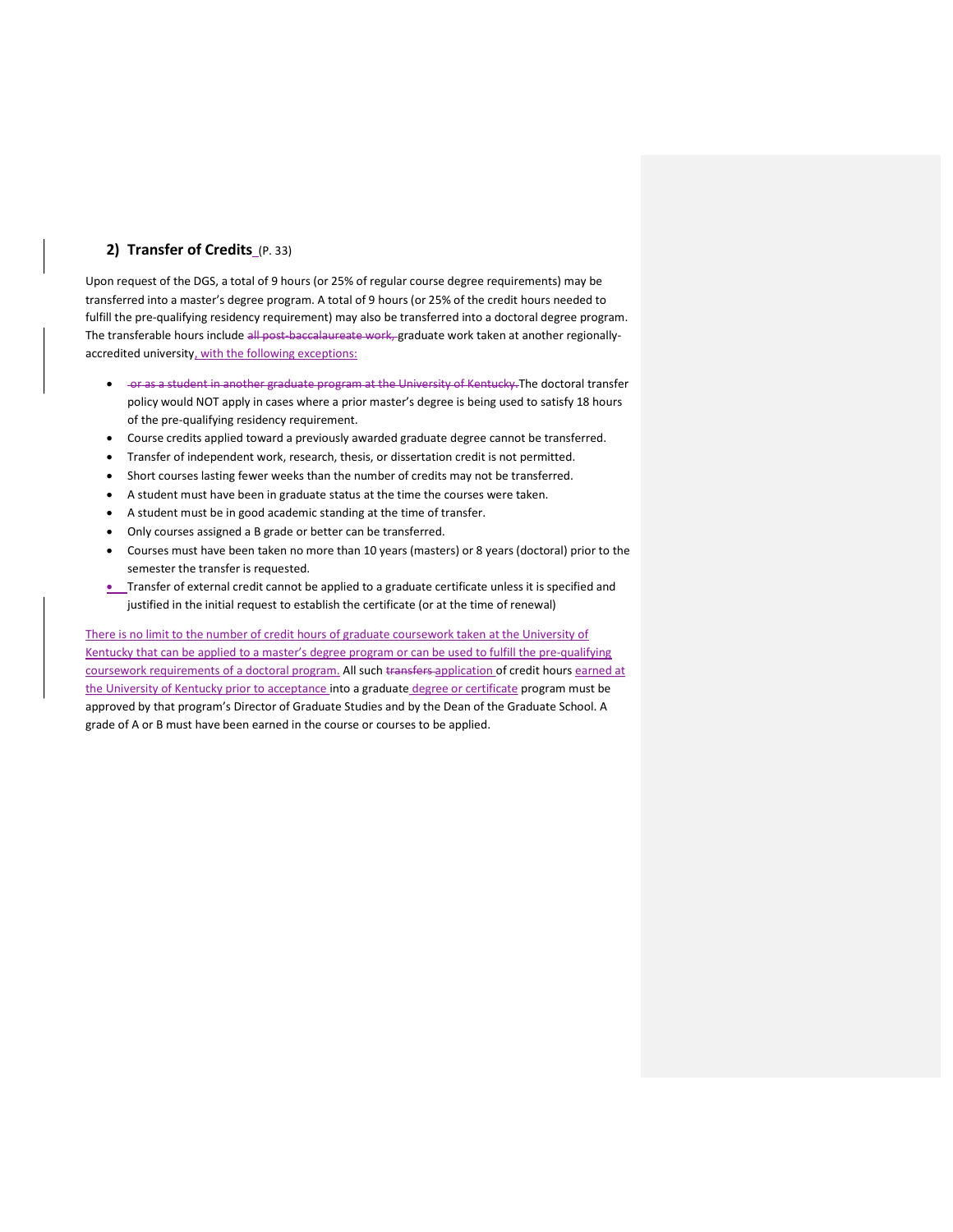## 2) Transfer of Credits (P. 33)

Upon request of the DGS, a total of 9 hours (or 25% of regular course degree requirements) may be transferred into a master's degree program. A total of 9 hours (or 25% of the credit hours needed to fulfill the pre-qualifying residency requirement) may also be transferred into a doctoral degree program. The transferable hours include ~~all post-baccalaureate work,~~ graduate work taken at another regionally-accredited university, with the following exceptions:

- ~~or as a student in another graduate program at the University of Kentucky.~~ The doctoral transfer policy would NOT apply in cases where a prior master's degree is being used to satisfy 18 hours of the pre-qualifying residency requirement.
- Course credits applied toward a previously awarded graduate degree cannot be transferred.
- Transfer of independent work, research, thesis, or dissertation credit is not permitted.
- Short courses lasting fewer weeks than the number of credits may not be transferred.
- A student must have been in graduate status at the time the courses were taken.
- A student must be in good academic standing at the time of transfer.
- Only courses assigned a B grade or better can be transferred.
- Courses must have been taken no more than 10 years (masters) or 8 years (doctoral) prior to the semester the transfer is requested.
- Transfer of external credit cannot be applied to a graduate certificate unless it is specified and justified in the initial request to establish the certificate (or at the time of renewal)

There is no limit to the number of credit hours of graduate coursework taken at the University of Kentucky that can be applied to a master's degree program or can be used to fulfill the pre-qualifying coursework requirements of a doctoral program. All such ~~transfers~~ application of credit hours earned at the University of Kentucky prior to acceptance into a graduate degree or certificate program must be approved by that program's Director of Graduate Studies and by the Dean of the Graduate School. A grade of A or B must have been earned in the course or courses to be applied.